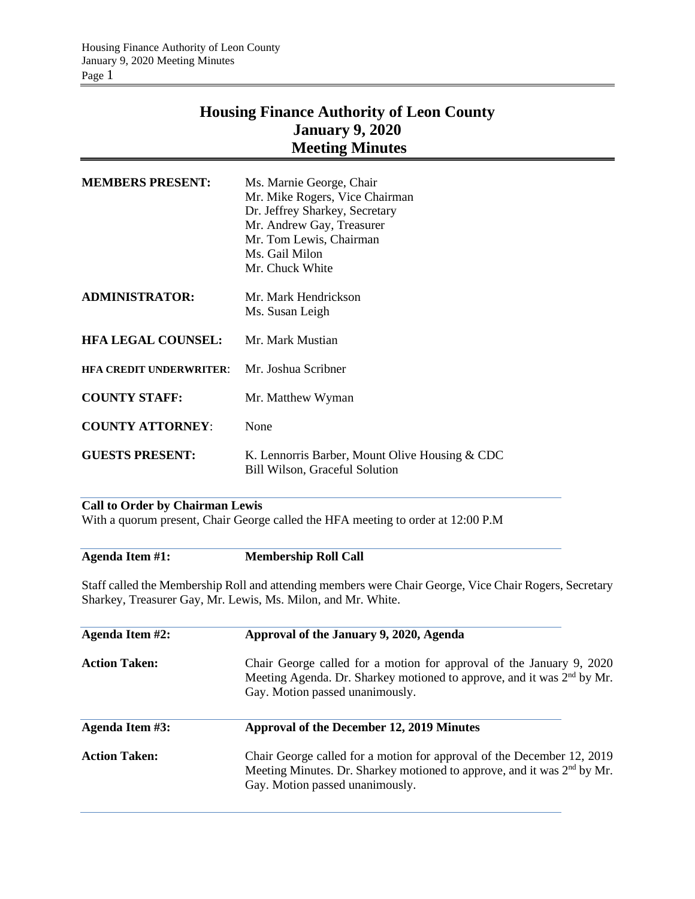# Housing Finance Authority of Leon County
## January 9, 2020
## Meeting Minutes

| | |
|---|---|
| **MEMBERS PRESENT:** | Ms. Marnie George, Chair<br>Mr. Mike Rogers, Vice Chairman<br>Dr. Jeffrey Sharkey, Secretary<br>Mr. Andrew Gay, Treasurer<br>Mr. Tom Lewis, Chairman<br>Ms. Gail Milon<br>Mr. Chuck White |
| **ADMINISTRATOR:** | Mr. Mark Hendrickson<br>Ms. Susan Leigh |
| **HFA LEGAL COUNSEL:** | Mr. Mark Mustian |
| **HFA CREDIT UNDERWRITER:** | Mr. Joshua Scribner |
| **COUNTY STAFF:** | Mr. Matthew Wyman |
| **COUNTY ATTORNEY:** | None |
| **GUESTS PRESENT:** | K. Lennorris Barber, Mount Olive Housing & CDC<br>Bill Wilson, Graceful Solution |

**Call to Order by Chairman Lewis**

With a quorum present, Chair George called the HFA meeting to order at 12:00 P.M

**Agenda Item #1: Membership Roll Call**

Staff called the Membership Roll and attending members were Chair George, Vice Chair Rogers, Secretary Sharkey, Treasurer Gay, Mr. Lewis, Ms. Milon, and Mr. White.

**Agenda Item #2: Approval of the January 9, 2020, Agenda**

**Action Taken:** Chair George called for a motion for approval of the January 9, 2020 Meeting Agenda. Dr. Sharkey motioned to approve, and it was 2nd by Mr. Gay. Motion passed unanimously.

**Agenda Item #3: Approval of the December 12, 2019 Minutes**

**Action Taken:** Chair George called for a motion for approval of the December 12, 2019 Meeting Minutes. Dr. Sharkey motioned to approve, and it was 2nd by Mr. Gay. Motion passed unanimously.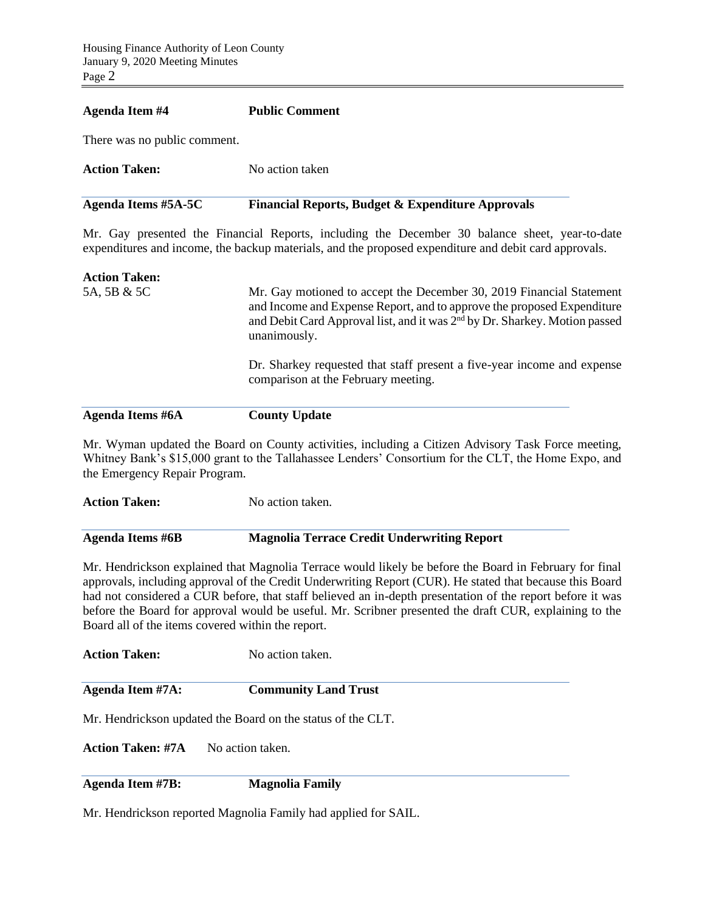**Agenda Item #4** **Public Comment**

There was no public comment.

**Action Taken:** No action taken

**Agenda Items #5A-5C** **Financial Reports, Budget & Expenditure Approvals**

Mr. Gay presented the Financial Reports, including the December 30 balance sheet, year-to-date expenditures and income, the backup materials, and the proposed expenditure and debit card approvals.

**Action Taken:**

5A, 5B & 5C

Mr. Gay motioned to accept the December 30, 2019 Financial Statement and Income and Expense Report, and to approve the proposed Expenditure and Debit Card Approval list, and it was 2nd by Dr. Sharkey. Motion passed unanimously.

Dr. Sharkey requested that staff present a five-year income and expense comparison at the February meeting.

**Agenda Items #6A** **County Update**

Mr. Wyman updated the Board on County activities, including a Citizen Advisory Task Force meeting, Whitney Bank's $15,000 grant to the Tallahassee Lenders' Consortium for the CLT, the Home Expo, and the Emergency Repair Program.

**Action Taken:** No action taken.

**Agenda Items #6B** **Magnolia Terrace Credit Underwriting Report**

Mr. Hendrickson explained that Magnolia Terrace would likely be before the Board in February for final approvals, including approval of the Credit Underwriting Report (CUR). He stated that because this Board had not considered a CUR before, that staff believed an in-depth presentation of the report before it was before the Board for approval would be useful. Mr. Scribner presented the draft CUR, explaining to the Board all of the items covered within the report.

**Action Taken:** No action taken.

**Agenda Item #7A:** **Community Land Trust**

Mr. Hendrickson updated the Board on the status of the CLT.

**Action Taken: #7A** No action taken.

**Agenda Item #7B:** **Magnolia Family**

Mr. Hendrickson reported Magnolia Family had applied for SAIL.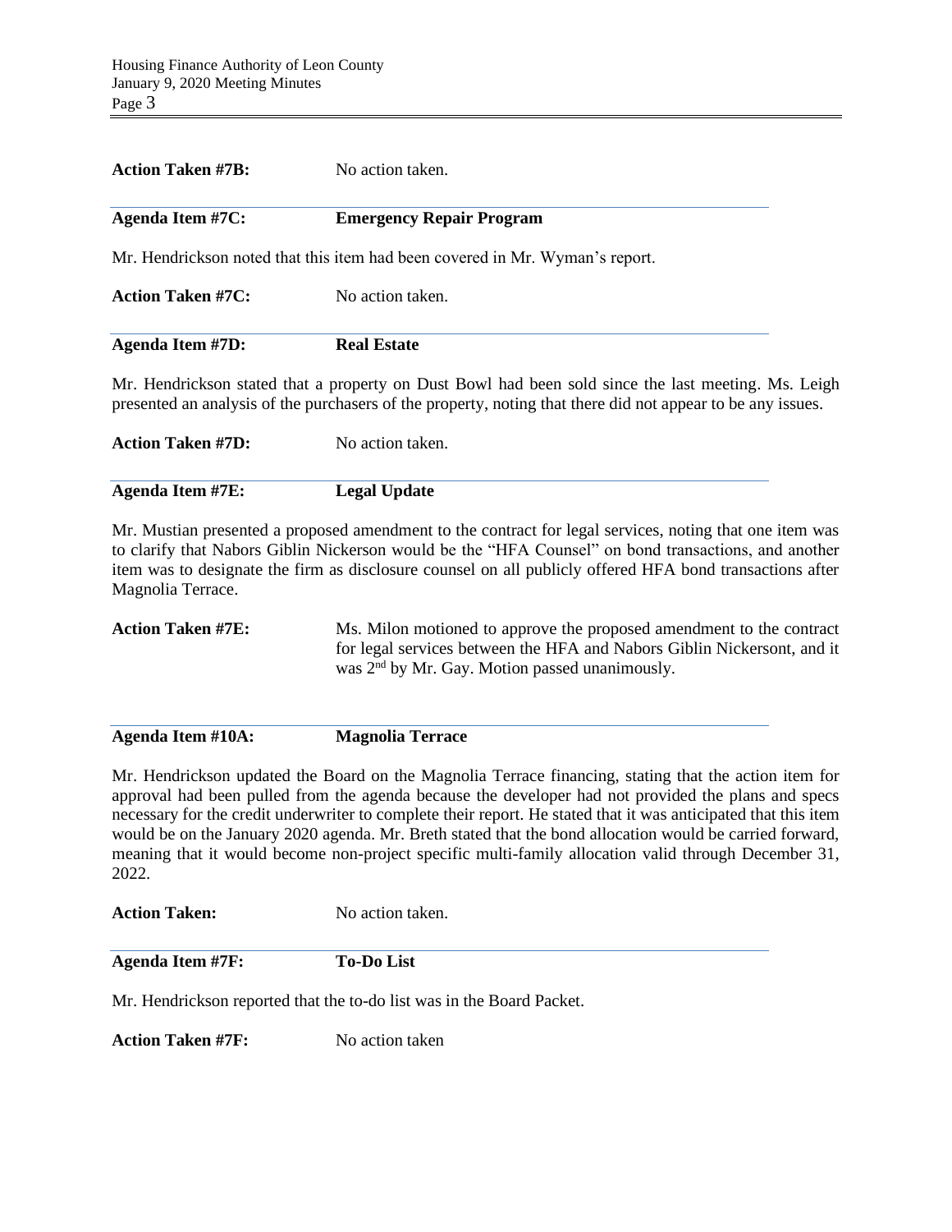**Action Taken #7B:** No action taken.

**Agenda Item #7C:** **Emergency Repair Program**

Mr. Hendrickson noted that this item had been covered in Mr. Wyman's report.

**Action Taken #7C:** No action taken.

**Agenda Item #7D:** **Real Estate**

Mr. Hendrickson stated that a property on Dust Bowl had been sold since the last meeting. Ms. Leigh presented an analysis of the purchasers of the property, noting that there did not appear to be any issues.

**Action Taken #7D:** No action taken.

**Agenda Item #7E:** **Legal Update**

Mr. Mustian presented a proposed amendment to the contract for legal services, noting that one item was to clarify that Nabors Giblin Nickerson would be the "HFA Counsel" on bond transactions, and another item was to designate the firm as disclosure counsel on all publicly offered HFA bond transactions after Magnolia Terrace.

**Action Taken #7E:** Ms. Milon motioned to approve the proposed amendment to the contract for legal services between the HFA and Nabors Giblin Nickersont, and it was 2nd by Mr. Gay. Motion passed unanimously.

**Agenda Item #10A:** **Magnolia Terrace**

Mr. Hendrickson updated the Board on the Magnolia Terrace financing, stating that the action item for approval had been pulled from the agenda because the developer had not provided the plans and specs necessary for the credit underwriter to complete their report. He stated that it was anticipated that this item would be on the January 2020 agenda. Mr. Breth stated that the bond allocation would be carried forward, meaning that it would become non-project specific multi-family allocation valid through December 31, 2022.

**Action Taken:** No action taken.

**Agenda Item #7F:** **To-Do List**

Mr. Hendrickson reported that the to-do list was in the Board Packet.

**Action Taken #7F:** No action taken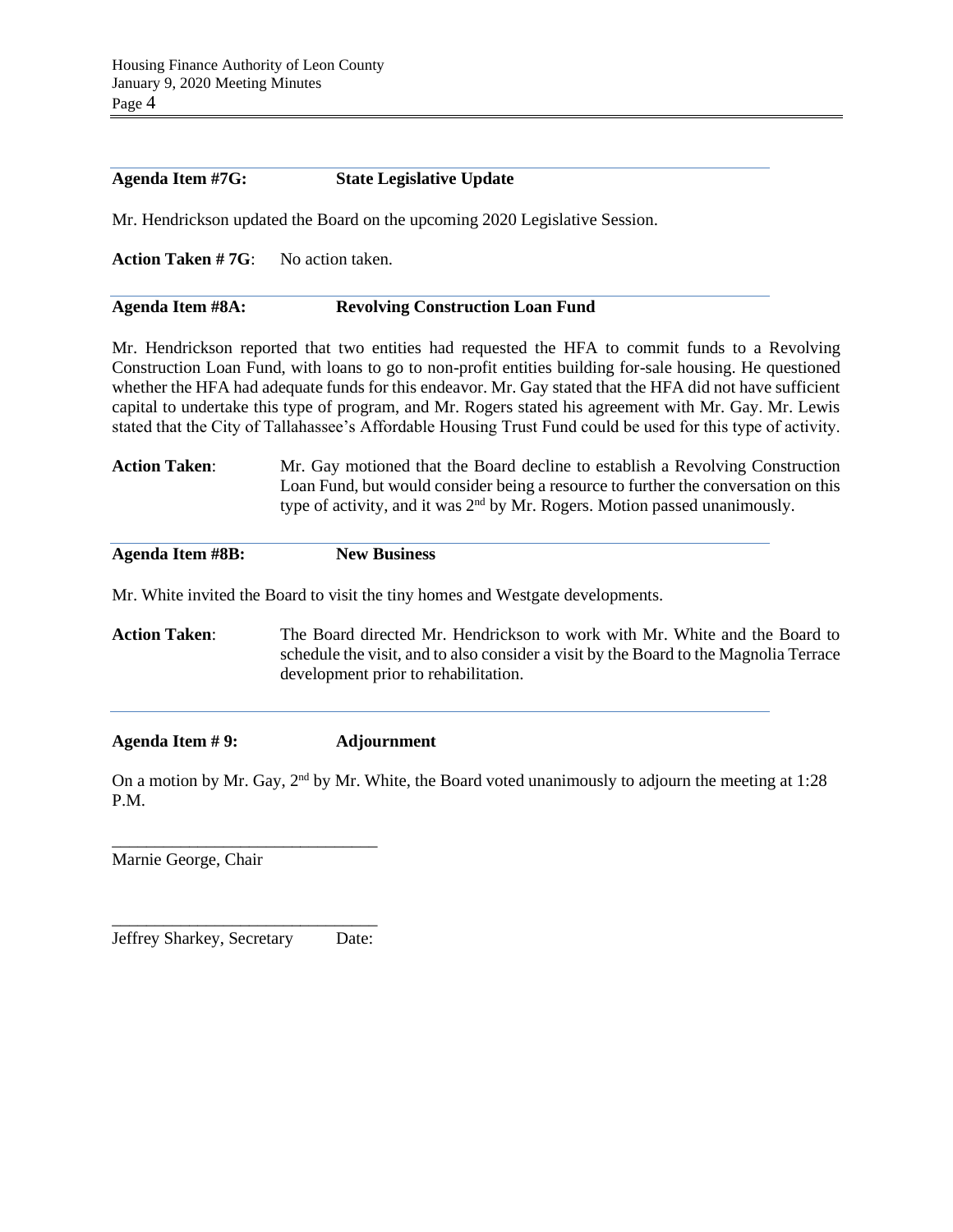**Agenda Item #7G: State Legislative Update**

Mr. Hendrickson updated the Board on the upcoming 2020 Legislative Session.

**Action Taken # 7G**: No action taken.

**Agenda Item #8A: Revolving Construction Loan Fund**

Mr. Hendrickson reported that two entities had requested the HFA to commit funds to a Revolving Construction Loan Fund, with loans to go to non-profit entities building for-sale housing. He questioned whether the HFA had adequate funds for this endeavor. Mr. Gay stated that the HFA did not have sufficient capital to undertake this type of program, and Mr. Rogers stated his agreement with Mr. Gay. Mr. Lewis stated that the City of Tallahassee's Affordable Housing Trust Fund could be used for this type of activity.

**Action Taken**: Mr. Gay motioned that the Board decline to establish a Revolving Construction Loan Fund, but would consider being a resource to further the conversation on this type of activity, and it was 2nd by Mr. Rogers. Motion passed unanimously.

**Agenda Item #8B: New Business**

Mr. White invited the Board to visit the tiny homes and Westgate developments.

**Action Taken**: The Board directed Mr. Hendrickson to work with Mr. White and the Board to schedule the visit, and to also consider a visit by the Board to the Magnolia Terrace development prior to rehabilitation.

**Agenda Item # 9: Adjournment**

On a motion by Mr. Gay, 2nd by Mr. White, the Board voted unanimously to adjourn the meeting at 1:28 P.M.

_______________________________
Marnie George, Chair

_______________________________
Jeffrey Sharkey, Secretary Date: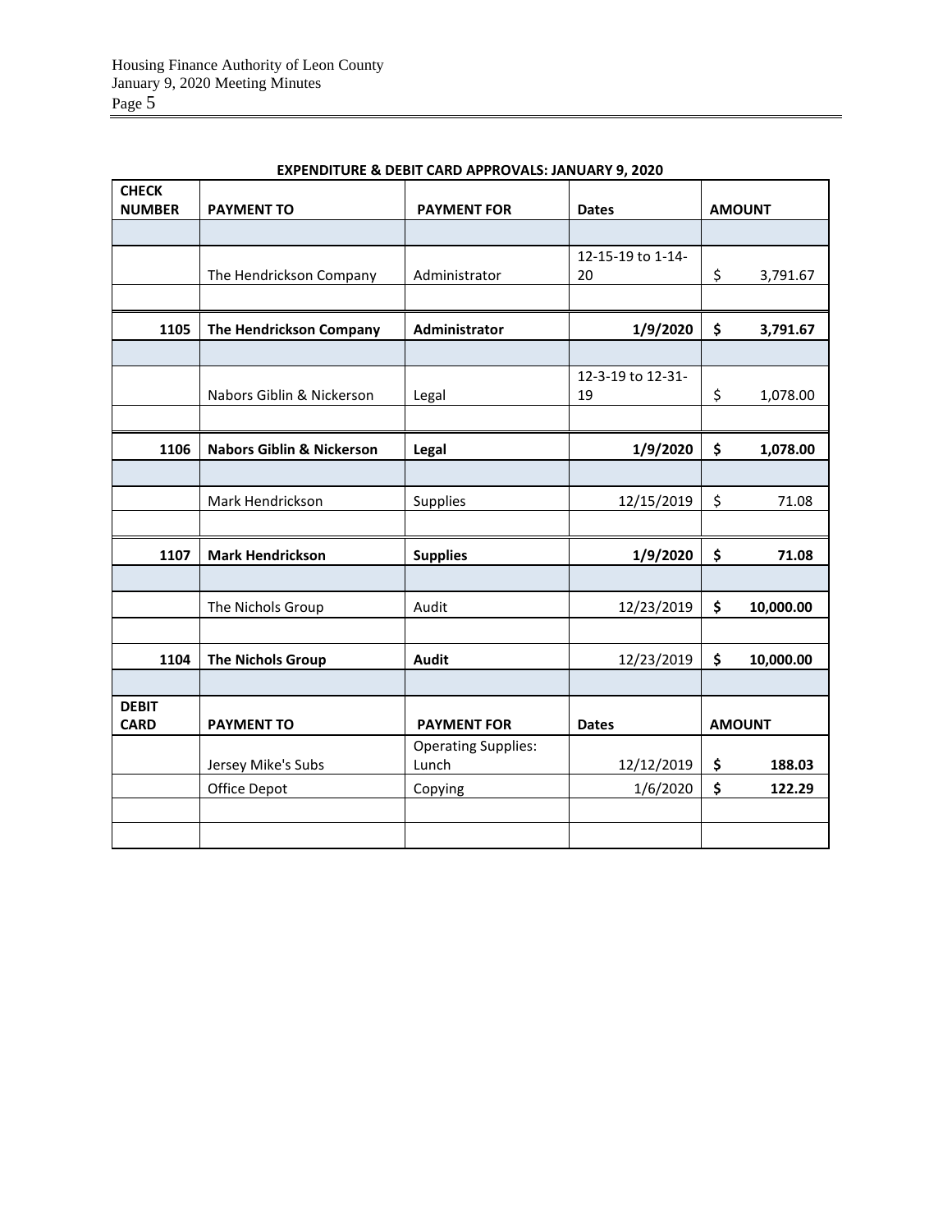**EXPENDITURE & DEBIT CARD APPROVALS: JANUARY 9, 2020**

| CHECK NUMBER | PAYMENT TO | PAYMENT FOR | Dates | AMOUNT |
|---|---|---|---|---|
| | | | | |
| | The Hendrickson Company | Administrator | 12-15-19 to 1-14-20 | $ 3,791.67 |
| | | | | |
| **1105** | **The Hendrickson Company** | **Administrator** | **1/9/2020** | **$ 3,791.67** |
| | | | | |
| | Nabors Giblin & Nickerson | Legal | 12-3-19 to 12-31-19 | $ 1,078.00 |
| | | | | |
| **1106** | **Nabors Giblin & Nickerson** | **Legal** | **1/9/2020** | **$ 1,078.00** |
| | | | | |
| | Mark Hendrickson | Supplies | 12/15/2019 | $ 71.08 |
| | | | | |
| **1107** | **Mark Hendrickson** | **Supplies** | **1/9/2020** | **$ 71.08** |
| | | | | |
| | The Nichols Group | Audit | 12/23/2019 | **$ 10,000.00** |
| | | | | |
| **1104** | **The Nichols Group** | **Audit** | 12/23/2019 | **$ 10,000.00** |
| | | | | |
| **DEBIT CARD** | **PAYMENT TO** | **PAYMENT FOR** | **Dates** | **AMOUNT** |
| | Jersey Mike's Subs | Operating Supplies: Lunch | 12/12/2019 | **$ 188.03** |
| | Office Depot | Copying | 1/6/2020 | **$ 122.29** |
| | | | | |
| | | | | |